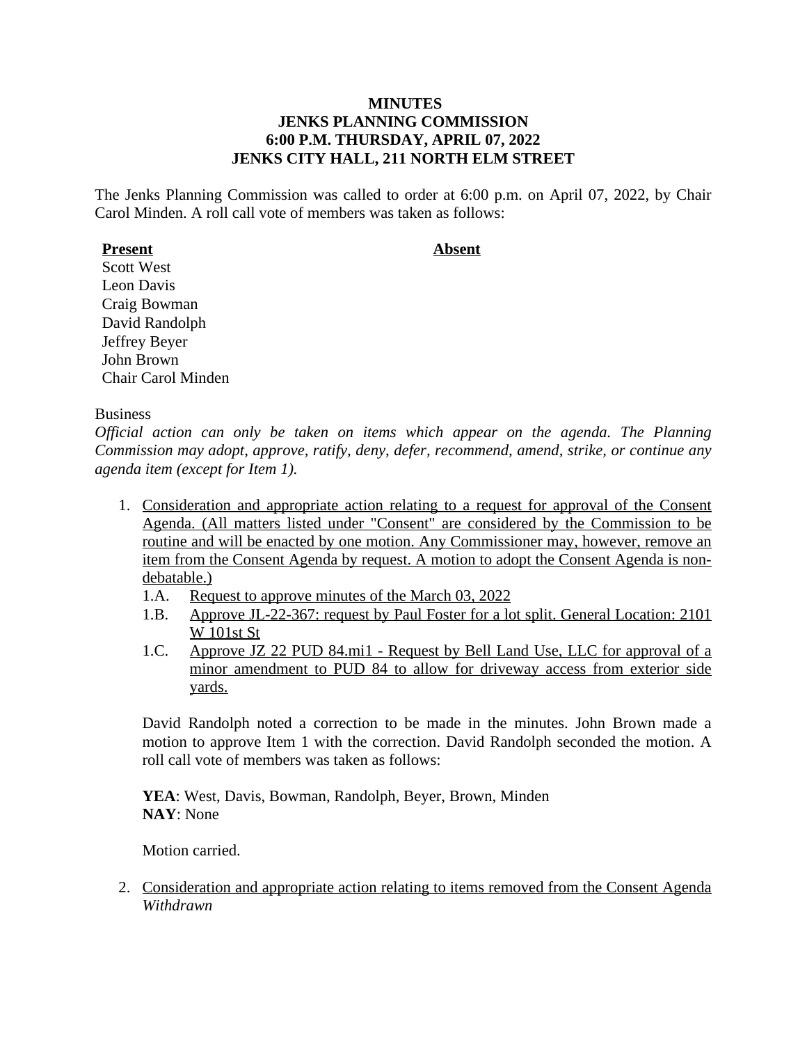**MINUTES**
**JENKS PLANNING COMMISSION**
**6:00 P.M. THURSDAY, APRIL 07, 2022**
**JENKS CITY HALL, 211 NORTH ELM STREET**

The Jenks Planning Commission was called to order at 6:00 p.m. on April 07, 2022, by Chair Carol Minden. A roll call vote of members was taken as follows:

| **Present** | **Absent** |
| --- | --- |
| Scott West | |
| Leon Davis | |
| Craig Bowman | |
| David Randolph | |
| Jeffrey Beyer | |
| John Brown | |
| Chair Carol Minden | |

Business

*Official action can only be taken on items which appear on the agenda. The Planning Commission may adopt, approve, ratify, deny, defer, recommend, amend, strike, or continue any agenda item (except for Item 1).*

1. Consideration and appropriate action relating to a request for approval of the Consent Agenda. (All matters listed under "Consent" are considered by the Commission to be routine and will be enacted by one motion. Any Commissioner may, however, remove an item from the Consent Agenda by request. A motion to adopt the Consent Agenda is non-debatable.)
   - 1.A. Request to approve minutes of the March 03, 2022
   - 1.B. Approve JL-22-367: request by Paul Foster for a lot split. General Location: 2101 W 101st St
   - 1.C. Approve JZ 22 PUD 84.mi1 - Request by Bell Land Use, LLC for approval of a minor amendment to PUD 84 to allow for driveway access from exterior side yards.

   David Randolph noted a correction to be made in the minutes. John Brown made a motion to approve Item 1 with the correction. David Randolph seconded the motion. A roll call vote of members was taken as follows:

   **YEA**: West, Davis, Bowman, Randolph, Beyer, Brown, Minden
   **NAY**: None

   Motion carried.

2. Consideration and appropriate action relating to items removed from the Consent Agenda
   *Withdrawn*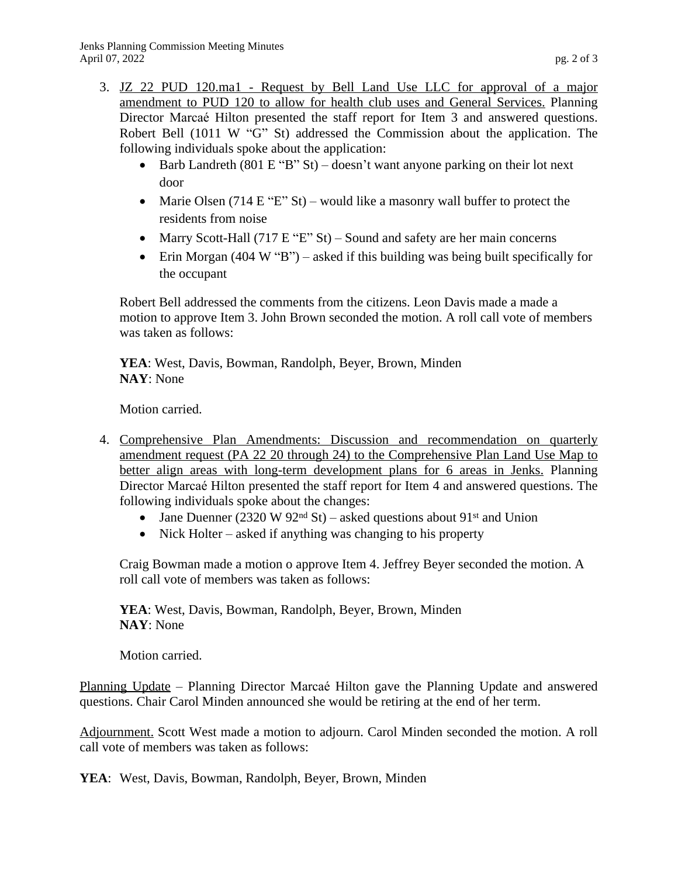3. JZ 22 PUD 120.ma1 - Request by Bell Land Use LLC for approval of a major amendment to PUD 120 to allow for health club uses and General Services. Planning Director Marcaé Hilton presented the staff report for Item 3 and answered questions. Robert Bell (1011 W "G" St) addressed the Commission about the application. The following individuals spoke about the application:
   - Barb Landreth (801 E "B" St) – doesn't want anyone parking on their lot next door
   - Marie Olsen (714 E "E" St) – would like a masonry wall buffer to protect the residents from noise
   - Marry Scott-Hall (717 E "E" St) – Sound and safety are her main concerns
   - Erin Morgan (404 W "B") – asked if this building was being built specifically for the occupant

   Robert Bell addressed the comments from the citizens. Leon Davis made a made a motion to approve Item 3. John Brown seconded the motion. A roll call vote of members was taken as follows:

   **YEA**: West, Davis, Bowman, Randolph, Beyer, Brown, Minden
   **NAY**: None

   Motion carried.

4. Comprehensive Plan Amendments: Discussion and recommendation on quarterly amendment request (PA 22 20 through 24) to the Comprehensive Plan Land Use Map to better align areas with long-term development plans for 6 areas in Jenks. Planning Director Marcaé Hilton presented the staff report for Item 4 and answered questions. The following individuals spoke about the changes:
   - Jane Duenner (2320 W 92nd St) – asked questions about 91st and Union
   - Nick Holter – asked if anything was changing to his property

   Craig Bowman made a motion o approve Item 4. Jeffrey Beyer seconded the motion. A roll call vote of members was taken as follows:

   **YEA**: West, Davis, Bowman, Randolph, Beyer, Brown, Minden
   **NAY**: None

   Motion carried.

Planning Update – Planning Director Marcaé Hilton gave the Planning Update and answered questions. Chair Carol Minden announced she would be retiring at the end of her term.

Adjournment. Scott West made a motion to adjourn. Carol Minden seconded the motion. A roll call vote of members was taken as follows:

**YEA**: West, Davis, Bowman, Randolph, Beyer, Brown, Minden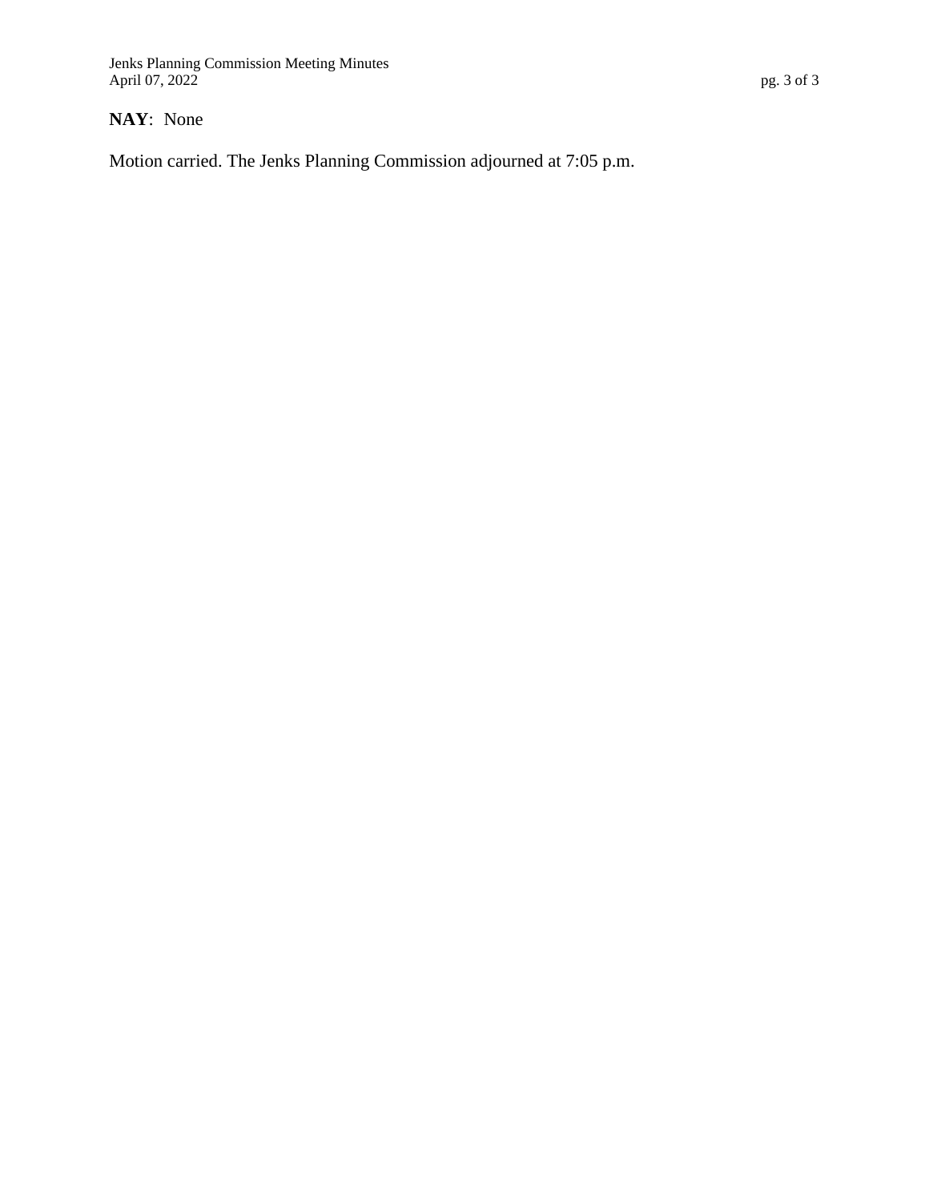**NAY**: None

Motion carried. The Jenks Planning Commission adjourned at 7:05 p.m.